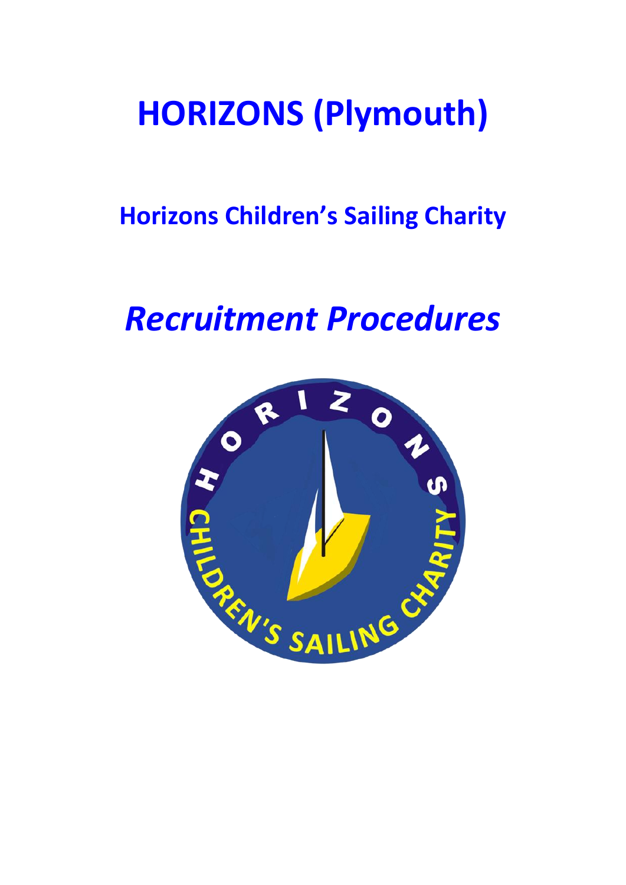# HORIZONS (Plymouth)

## Horizons Children's Sailing Charity

# *Recruitment Procedures*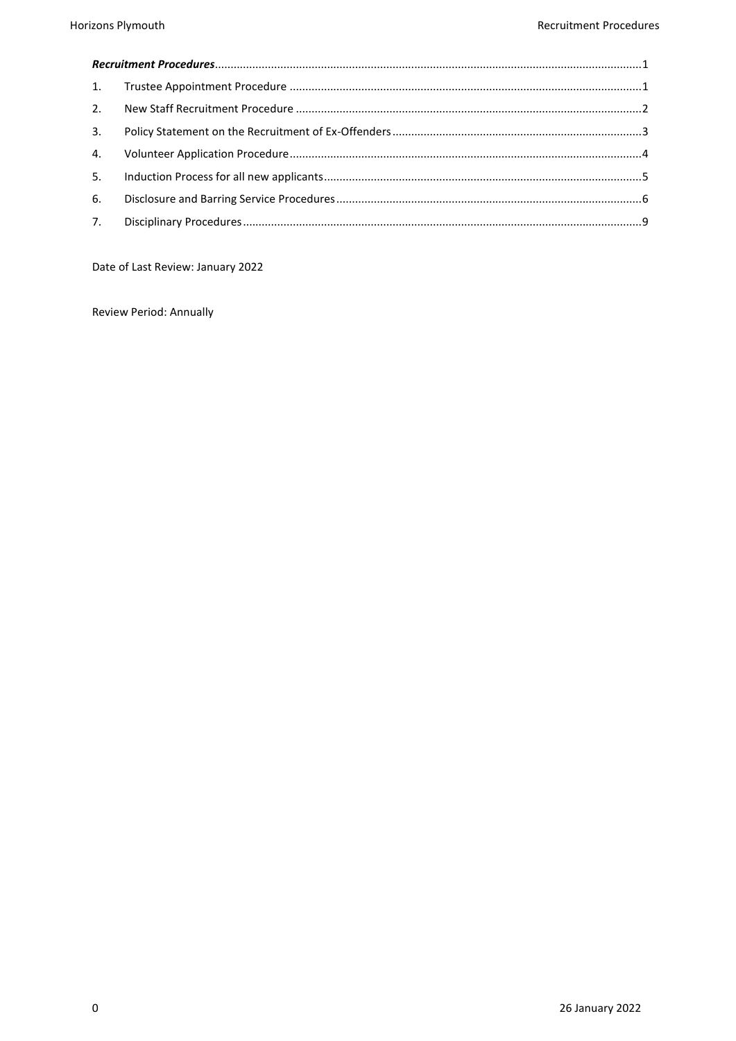***Recruitment Procedures*** ........................................................................................................................................1

1. Trustee Appointment Procedure ...............................................................................................................1
2. New Staff Recruitment Procedure .............................................................................................................2
3. Policy Statement on the Recruitment of Ex-Offenders ..............................................................................3
4. Volunteer Application Procedure ...............................................................................................................4
5. Induction Process for all new applicants ....................................................................................................5
6. Disclosure and Barring Service Procedures .................................................................................................6
7. Disciplinary Procedures ..............................................................................................................................9

Date of Last Review: January 2022

Review Period: Annually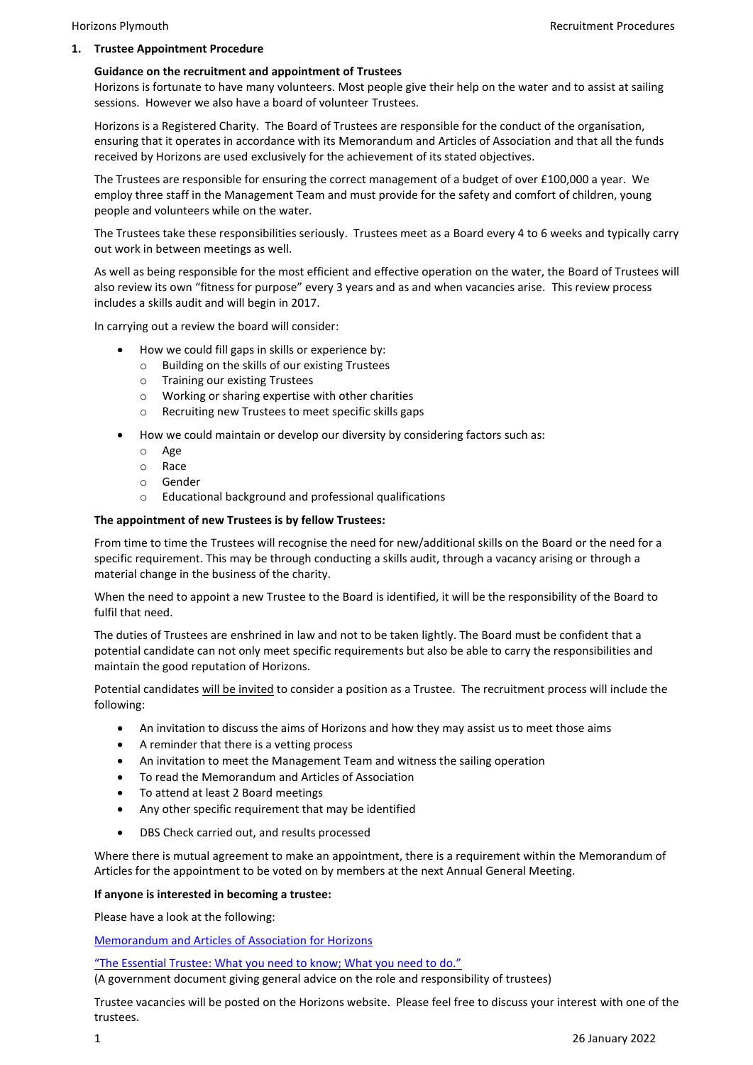## 1. Trustee Appointment Procedure

**Guidance on the recruitment and appointment of Trustees**

Horizons is fortunate to have many volunteers. Most people give their help on the water and to assist at sailing sessions. However we also have a board of volunteer Trustees.

Horizons is a Registered Charity. The Board of Trustees are responsible for the conduct of the organisation, ensuring that it operates in accordance with its Memorandum and Articles of Association and that all the funds received by Horizons are used exclusively for the achievement of its stated objectives.

The Trustees are responsible for ensuring the correct management of a budget of over £100,000 a year. We employ three staff in the Management Team and must provide for the safety and comfort of children, young people and volunteers while on the water.

The Trustees take these responsibilities seriously. Trustees meet as a Board every 4 to 6 weeks and typically carry out work in between meetings as well.

As well as being responsible for the most efficient and effective operation on the water, the Board of Trustees will also review its own "fitness for purpose" every 3 years and as and when vacancies arise. This review process includes a skills audit and will begin in 2017.

In carrying out a review the board will consider:

- How we could fill gaps in skills or experience by:
  - Building on the skills of our existing Trustees
  - Training our existing Trustees
  - Working or sharing expertise with other charities
  - Recruiting new Trustees to meet specific skills gaps
- How we could maintain or develop our diversity by considering factors such as:
  - Age
  - Race
  - Gender
  - Educational background and professional qualifications

**The appointment of new Trustees is by fellow Trustees:**

From time to time the Trustees will recognise the need for new/additional skills on the Board or the need for a specific requirement. This may be through conducting a skills audit, through a vacancy arising or through a material change in the business of the charity.

When the need to appoint a new Trustee to the Board is identified, it will be the responsibility of the Board to fulfil that need.

The duties of Trustees are enshrined in law and not to be taken lightly. The Board must be confident that a potential candidate can not only meet specific requirements but also be able to carry the responsibilities and maintain the good reputation of Horizons.

Potential candidates <u>will be invited</u> to consider a position as a Trustee. The recruitment process will include the following:

- An invitation to discuss the aims of Horizons and how they may assist us to meet those aims
- A reminder that there is a vetting process
- An invitation to meet the Management Team and witness the sailing operation
- To read the Memorandum and Articles of Association
- To attend at least 2 Board meetings
- Any other specific requirement that may be identified
- DBS Check carried out, and results processed

Where there is mutual agreement to make an appointment, there is a requirement within the Memorandum of Articles for the appointment to be voted on by members at the next Annual General Meeting.

**If anyone is interested in becoming a trustee:**

Please have a look at the following:

Memorandum and Articles of Association for Horizons

"The Essential Trustee: What you need to know; What you need to do."
(A government document giving general advice on the role and responsibility of trustees)

Trustee vacancies will be posted on the Horizons website. Please feel free to discuss your interest with one of the trustees.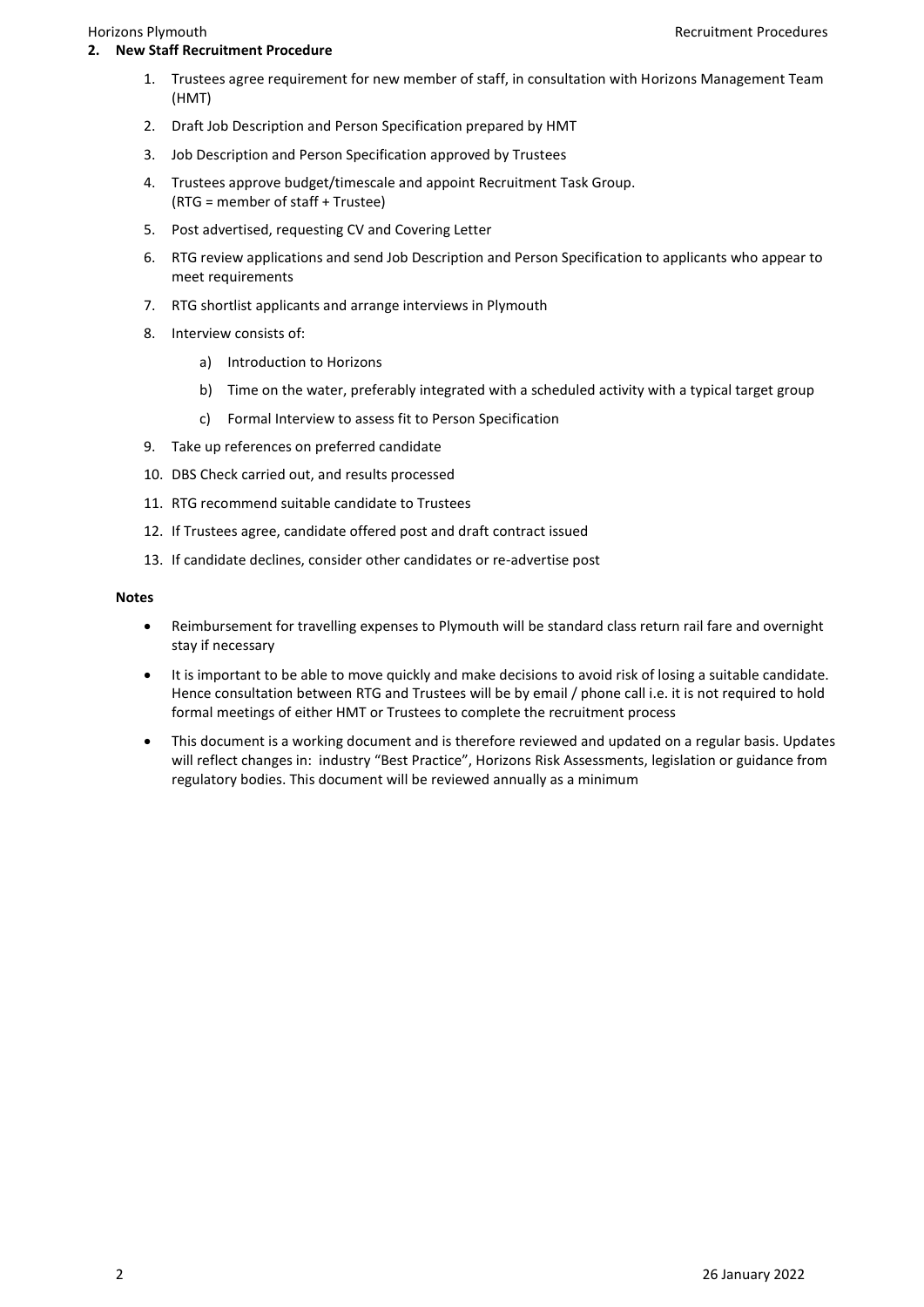## 2. New Staff Recruitment Procedure

1. Trustees agree requirement for new member of staff, in consultation with Horizons Management Team (HMT)
2. Draft Job Description and Person Specification prepared by HMT
3. Job Description and Person Specification approved by Trustees
4. Trustees approve budget/timescale and appoint Recruitment Task Group. (RTG = member of staff + Trustee)
5. Post advertised, requesting CV and Covering Letter
6. RTG review applications and send Job Description and Person Specification to applicants who appear to meet requirements
7. RTG shortlist applicants and arrange interviews in Plymouth
8. Interview consists of:
    a) Introduction to Horizons
    b) Time on the water, preferably integrated with a scheduled activity with a typical target group
    c) Formal Interview to assess fit to Person Specification
9. Take up references on preferred candidate
10. DBS Check carried out, and results processed
11. RTG recommend suitable candidate to Trustees
12. If Trustees agree, candidate offered post and draft contract issued
13. If candidate declines, consider other candidates or re-advertise post

**Notes**

- Reimbursement for travelling expenses to Plymouth will be standard class return rail fare and overnight stay if necessary
- It is important to be able to move quickly and make decisions to avoid risk of losing a suitable candidate. Hence consultation between RTG and Trustees will be by email / phone call i.e. it is not required to hold formal meetings of either HMT or Trustees to complete the recruitment process
- This document is a working document and is therefore reviewed and updated on a regular basis. Updates will reflect changes in: industry "Best Practice", Horizons Risk Assessments, legislation or guidance from regulatory bodies. This document will be reviewed annually as a minimum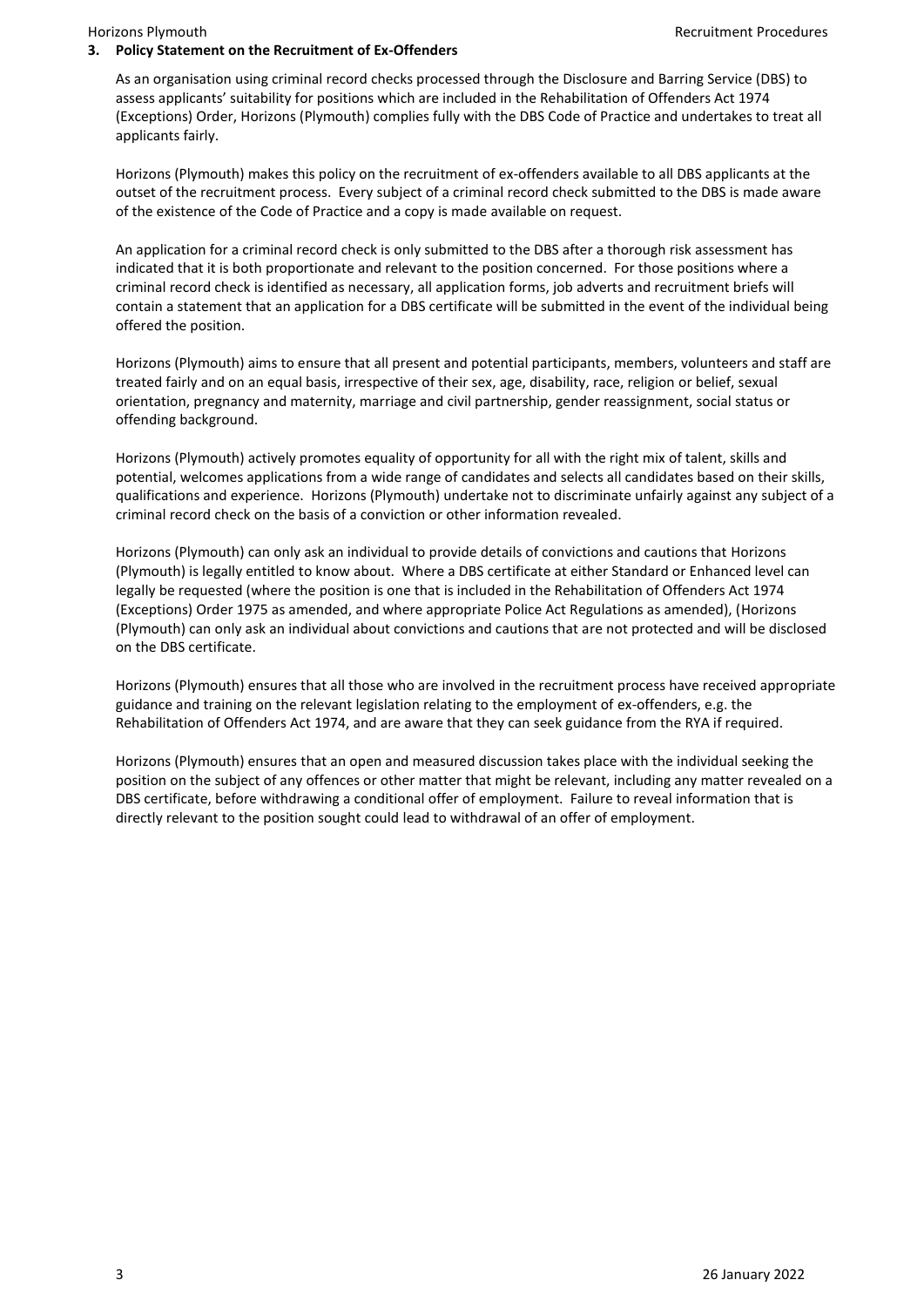## 3. Policy Statement on the Recruitment of Ex-Offenders

As an organisation using criminal record checks processed through the Disclosure and Barring Service (DBS) to assess applicants' suitability for positions which are included in the Rehabilitation of Offenders Act 1974 (Exceptions) Order, Horizons (Plymouth) complies fully with the DBS Code of Practice and undertakes to treat all applicants fairly.

Horizons (Plymouth) makes this policy on the recruitment of ex-offenders available to all DBS applicants at the outset of the recruitment process. Every subject of a criminal record check submitted to the DBS is made aware of the existence of the Code of Practice and a copy is made available on request.

An application for a criminal record check is only submitted to the DBS after a thorough risk assessment has indicated that it is both proportionate and relevant to the position concerned. For those positions where a criminal record check is identified as necessary, all application forms, job adverts and recruitment briefs will contain a statement that an application for a DBS certificate will be submitted in the event of the individual being offered the position.

Horizons (Plymouth) aims to ensure that all present and potential participants, members, volunteers and staff are treated fairly and on an equal basis, irrespective of their sex, age, disability, race, religion or belief, sexual orientation, pregnancy and maternity, marriage and civil partnership, gender reassignment, social status or offending background.

Horizons (Plymouth) actively promotes equality of opportunity for all with the right mix of talent, skills and potential, welcomes applications from a wide range of candidates and selects all candidates based on their skills, qualifications and experience. Horizons (Plymouth) undertake not to discriminate unfairly against any subject of a criminal record check on the basis of a conviction or other information revealed.

Horizons (Plymouth) can only ask an individual to provide details of convictions and cautions that Horizons (Plymouth) is legally entitled to know about. Where a DBS certificate at either Standard or Enhanced level can legally be requested (where the position is one that is included in the Rehabilitation of Offenders Act 1974 (Exceptions) Order 1975 as amended, and where appropriate Police Act Regulations as amended), (Horizons (Plymouth) can only ask an individual about convictions and cautions that are not protected and will be disclosed on the DBS certificate.

Horizons (Plymouth) ensures that all those who are involved in the recruitment process have received appropriate guidance and training on the relevant legislation relating to the employment of ex-offenders, e.g. the Rehabilitation of Offenders Act 1974, and are aware that they can seek guidance from the RYA if required.

Horizons (Plymouth) ensures that an open and measured discussion takes place with the individual seeking the position on the subject of any offences or other matter that might be relevant, including any matter revealed on a DBS certificate, before withdrawing a conditional offer of employment. Failure to reveal information that is directly relevant to the position sought could lead to withdrawal of an offer of employment.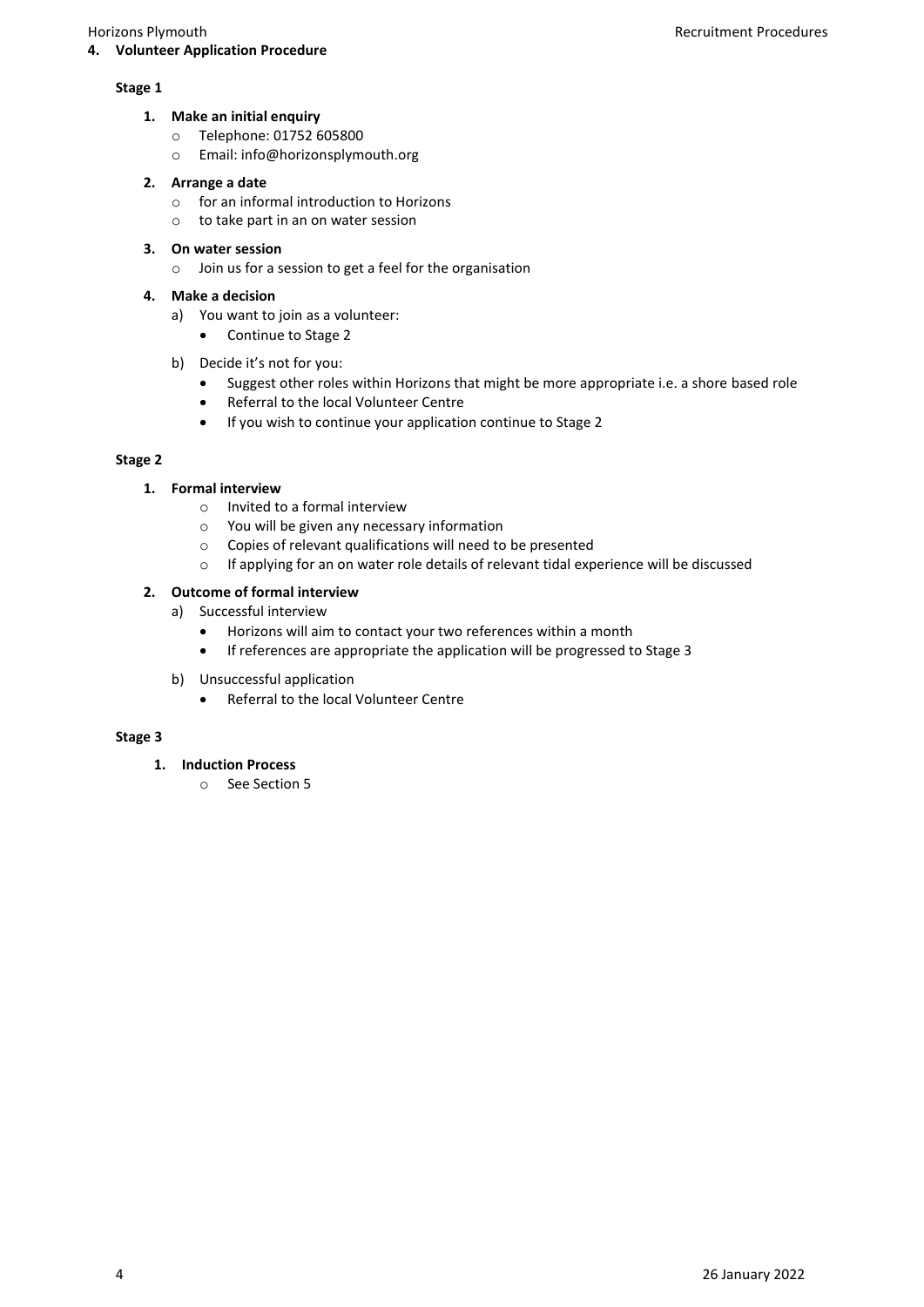## 4. Volunteer Application Procedure

### Stage 1

1. **Make an initial enquiry**
    - Telephone: 01752 605800
    - Email: info@horizonsplymouth.org
2. **Arrange a date**
    - for an informal introduction to Horizons
    - to take part in an on water session
3. **On water session**
    - Join us for a session to get a feel for the organisation
4. **Make a decision**
    a) You want to join as a volunteer:
    - Continue to Stage 2

    b) Decide it's not for you:
    - Suggest other roles within Horizons that might be more appropriate i.e. a shore based role
    - Referral to the local Volunteer Centre
    - If you wish to continue your application continue to Stage 2

### Stage 2

1. **Formal interview**
    - Invited to a formal interview
    - You will be given any necessary information
    - Copies of relevant qualifications will need to be presented
    - If applying for an on water role details of relevant tidal experience will be discussed
2. **Outcome of formal interview**
    a) Successful interview
    - Horizons will aim to contact your two references within a month
    - If references are appropriate the application will be progressed to Stage 3

    b) Unsuccessful application
    - Referral to the local Volunteer Centre

### Stage 3

1. **Induction Process**
    - See Section 5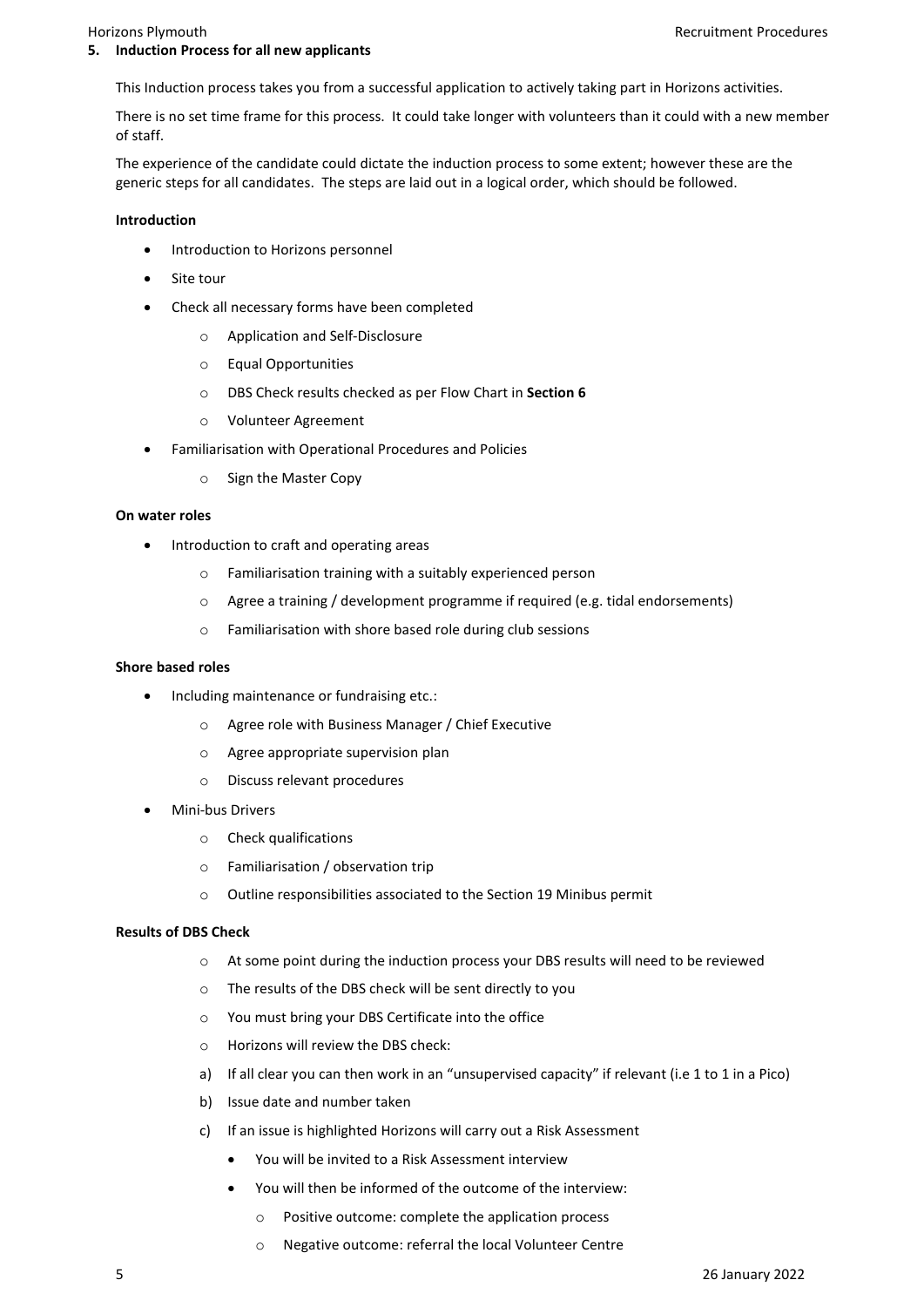## 5. Induction Process for all new applicants

This Induction process takes you from a successful application to actively taking part in Horizons activities.

There is no set time frame for this process. It could take longer with volunteers than it could with a new member of staff.

The experience of the candidate could dictate the induction process to some extent; however these are the generic steps for all candidates. The steps are laid out in a logical order, which should be followed.

**Introduction**

- Introduction to Horizons personnel
- Site tour
- Check all necessary forms have been completed
  - Application and Self-Disclosure
  - Equal Opportunities
  - DBS Check results checked as per Flow Chart in **Section 6**
  - Volunteer Agreement
- Familiarisation with Operational Procedures and Policies
  - Sign the Master Copy

**On water roles**

- Introduction to craft and operating areas
  - Familiarisation training with a suitably experienced person
  - Agree a training / development programme if required (e.g. tidal endorsements)
  - Familiarisation with shore based role during club sessions

**Shore based roles**

- Including maintenance or fundraising etc.:
  - Agree role with Business Manager / Chief Executive
  - Agree appropriate supervision plan
  - Discuss relevant procedures
- Mini-bus Drivers
  - Check qualifications
  - Familiarisation / observation trip
  - Outline responsibilities associated to the Section 19 Minibus permit

**Results of DBS Check**

- At some point during the induction process your DBS results will need to be reviewed
- The results of the DBS check will be sent directly to you
- You must bring your DBS Certificate into the office
- Horizons will review the DBS check:

a) If all clear you can then work in an "unsupervised capacity" if relevant (i.e 1 to 1 in a Pico)

b) Issue date and number taken

c) If an issue is highlighted Horizons will carry out a Risk Assessment
   - You will be invited to a Risk Assessment interview
   - You will then be informed of the outcome of the interview:
     - Positive outcome: complete the application process
     - Negative outcome: referral the local Volunteer Centre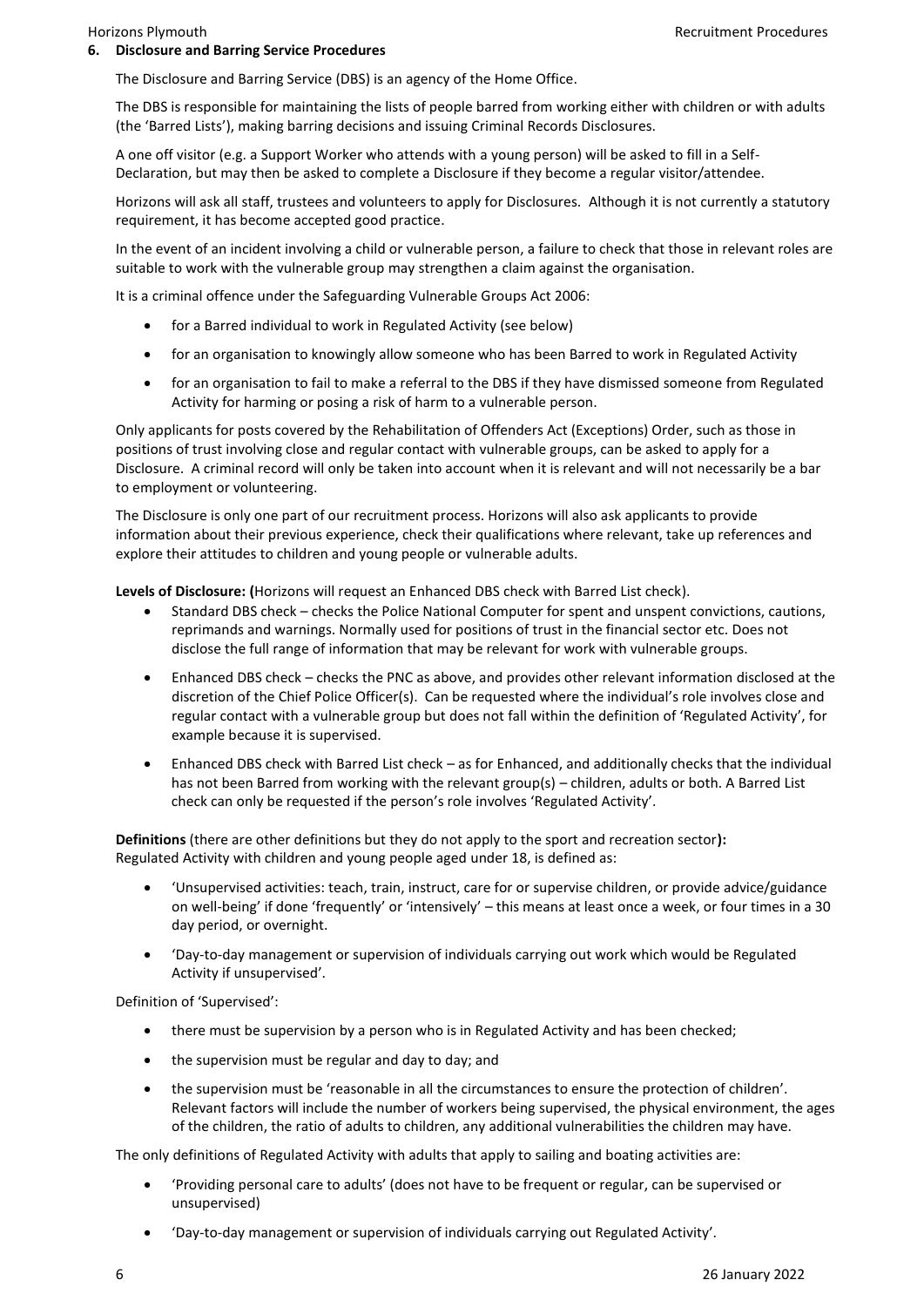## 6. Disclosure and Barring Service Procedures

The Disclosure and Barring Service (DBS) is an agency of the Home Office.

The DBS is responsible for maintaining the lists of people barred from working either with children or with adults (the 'Barred Lists'), making barring decisions and issuing Criminal Records Disclosures.

A one off visitor (e.g. a Support Worker who attends with a young person) will be asked to fill in a Self-Declaration, but may then be asked to complete a Disclosure if they become a regular visitor/attendee.

Horizons will ask all staff, trustees and volunteers to apply for Disclosures. Although it is not currently a statutory requirement, it has become accepted good practice.

In the event of an incident involving a child or vulnerable person, a failure to check that those in relevant roles are suitable to work with the vulnerable group may strengthen a claim against the organisation.

It is a criminal offence under the Safeguarding Vulnerable Groups Act 2006:

- for a Barred individual to work in Regulated Activity (see below)
- for an organisation to knowingly allow someone who has been Barred to work in Regulated Activity
- for an organisation to fail to make a referral to the DBS if they have dismissed someone from Regulated Activity for harming or posing a risk of harm to a vulnerable person.

Only applicants for posts covered by the Rehabilitation of Offenders Act (Exceptions) Order, such as those in positions of trust involving close and regular contact with vulnerable groups, can be asked to apply for a Disclosure. A criminal record will only be taken into account when it is relevant and will not necessarily be a bar to employment or volunteering.

The Disclosure is only one part of our recruitment process. Horizons will also ask applicants to provide information about their previous experience, check their qualifications where relevant, take up references and explore their attitudes to children and young people or vulnerable adults.

**Levels of Disclosure: (**Horizons will request an Enhanced DBS check with Barred List check).

- Standard DBS check – checks the Police National Computer for spent and unspent convictions, cautions, reprimands and warnings. Normally used for positions of trust in the financial sector etc. Does not disclose the full range of information that may be relevant for work with vulnerable groups.
- Enhanced DBS check – checks the PNC as above, and provides other relevant information disclosed at the discretion of the Chief Police Officer(s). Can be requested where the individual's role involves close and regular contact with a vulnerable group but does not fall within the definition of 'Regulated Activity', for example because it is supervised.
- Enhanced DBS check with Barred List check – as for Enhanced, and additionally checks that the individual has not been Barred from working with the relevant group(s) – children, adults or both. A Barred List check can only be requested if the person's role involves 'Regulated Activity'.

**Definitions** (there are other definitions but they do not apply to the sport and recreation sector**):**
Regulated Activity with children and young people aged under 18, is defined as:

- 'Unsupervised activities: teach, train, instruct, care for or supervise children, or provide advice/guidance on well-being' if done 'frequently' or 'intensively' – this means at least once a week, or four times in a 30 day period, or overnight.
- 'Day-to-day management or supervision of individuals carrying out work which would be Regulated Activity if unsupervised'.

Definition of 'Supervised':

- there must be supervision by a person who is in Regulated Activity and has been checked;
- the supervision must be regular and day to day; and
- the supervision must be 'reasonable in all the circumstances to ensure the protection of children'. Relevant factors will include the number of workers being supervised, the physical environment, the ages of the children, the ratio of adults to children, any additional vulnerabilities the children may have.

The only definitions of Regulated Activity with adults that apply to sailing and boating activities are:

- 'Providing personal care to adults' (does not have to be frequent or regular, can be supervised or unsupervised)
- 'Day-to-day management or supervision of individuals carrying out Regulated Activity'.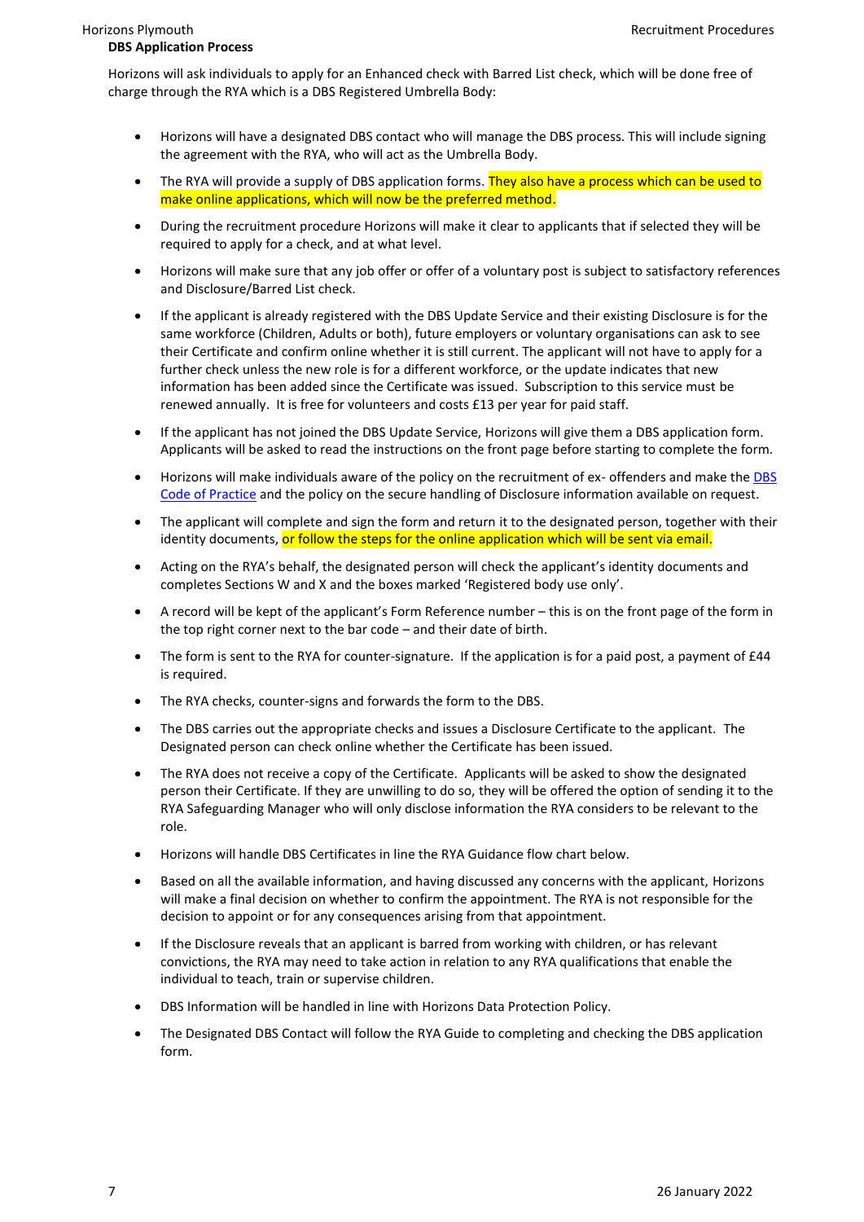**DBS Application Process**

Horizons will ask individuals to apply for an Enhanced check with Barred List check, which will be done free of charge through the RYA which is a DBS Registered Umbrella Body:

- Horizons will have a designated DBS contact who will manage the DBS process. This will include signing the agreement with the RYA, who will act as the Umbrella Body.
- The RYA will provide a supply of DBS application forms. They also have a process which can be used to make online applications, which will now be the preferred method.
- During the recruitment procedure Horizons will make it clear to applicants that if selected they will be required to apply for a check, and at what level.
- Horizons will make sure that any job offer or offer of a voluntary post is subject to satisfactory references and Disclosure/Barred List check.
- If the applicant is already registered with the DBS Update Service and their existing Disclosure is for the same workforce (Children, Adults or both), future employers or voluntary organisations can ask to see their Certificate and confirm online whether it is still current. The applicant will not have to apply for a further check unless the new role is for a different workforce, or the update indicates that new information has been added since the Certificate was issued. Subscription to this service must be renewed annually. It is free for volunteers and costs £13 per year for paid staff.
- If the applicant has not joined the DBS Update Service, Horizons will give them a DBS application form. Applicants will be asked to read the instructions on the front page before starting to complete the form.
- Horizons will make individuals aware of the policy on the recruitment of ex- offenders and make the DBS Code of Practice and the policy on the secure handling of Disclosure information available on request.
- The applicant will complete and sign the form and return it to the designated person, together with their identity documents, or follow the steps for the online application which will be sent via email.
- Acting on the RYA's behalf, the designated person will check the applicant's identity documents and completes Sections W and X and the boxes marked 'Registered body use only'.
- A record will be kept of the applicant's Form Reference number – this is on the front page of the form in the top right corner next to the bar code – and their date of birth.
- The form is sent to the RYA for counter-signature. If the application is for a paid post, a payment of £44 is required.
- The RYA checks, counter-signs and forwards the form to the DBS.
- The DBS carries out the appropriate checks and issues a Disclosure Certificate to the applicant. The Designated person can check online whether the Certificate has been issued.
- The RYA does not receive a copy of the Certificate. Applicants will be asked to show the designated person their Certificate. If they are unwilling to do so, they will be offered the option of sending it to the RYA Safeguarding Manager who will only disclose information the RYA considers to be relevant to the role.
- Horizons will handle DBS Certificates in line the RYA Guidance flow chart below.
- Based on all the available information, and having discussed any concerns with the applicant, Horizons will make a final decision on whether to confirm the appointment. The RYA is not responsible for the decision to appoint or for any consequences arising from that appointment.
- If the Disclosure reveals that an applicant is barred from working with children, or has relevant convictions, the RYA may need to take action in relation to any RYA qualifications that enable the individual to teach, train or supervise children.
- DBS Information will be handled in line with Horizons Data Protection Policy.
- The Designated DBS Contact will follow the RYA Guide to completing and checking the DBS application form.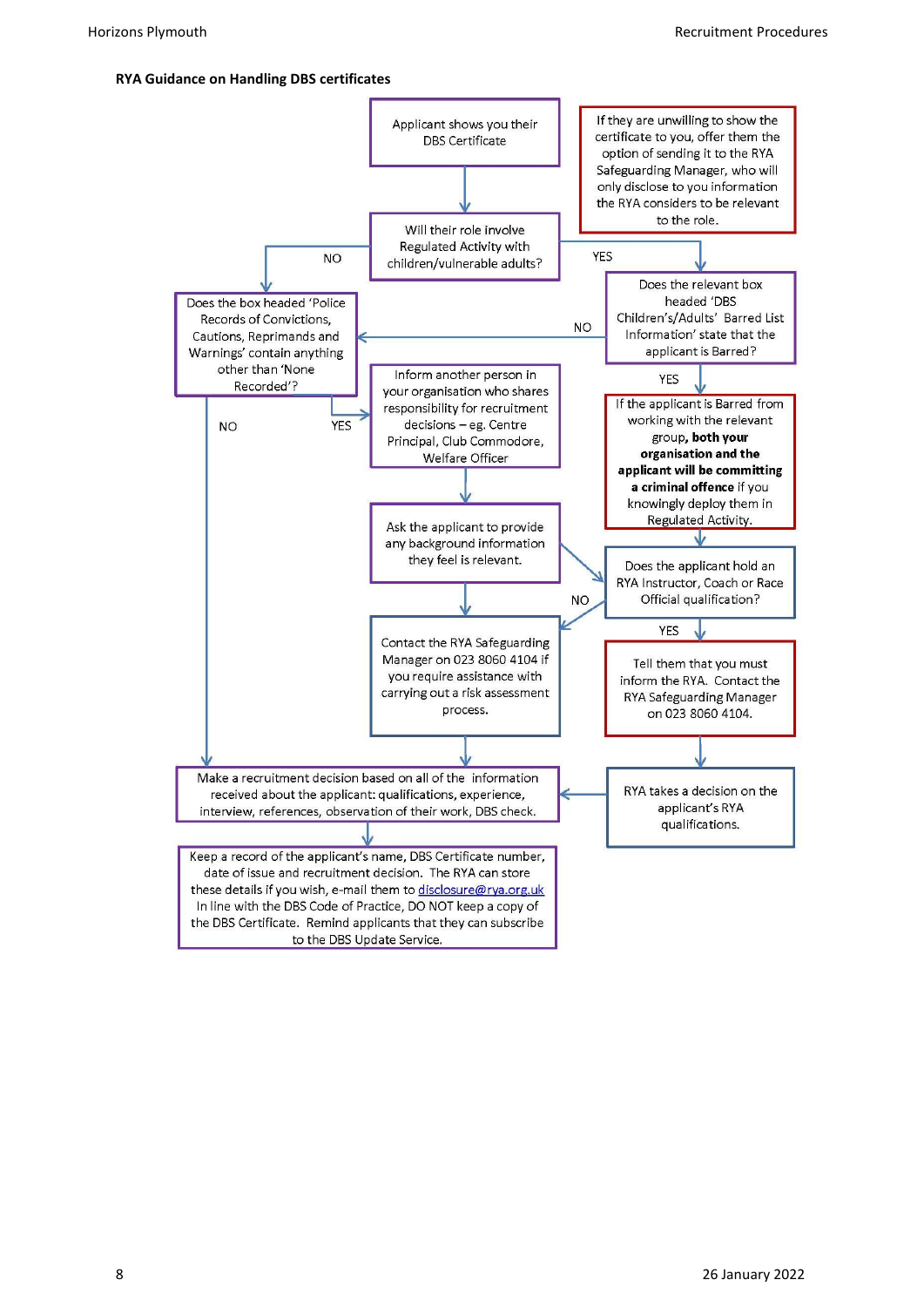**RYA Guidance on Handling DBS certificates**

Applicant shows you their DBS Certificate

If they are unwilling to show the certificate to you, offer them the option of sending it to the RYA Safeguarding Manager, who will only disclose to you information the RYA considers to be relevant to the role.

Will their role involve Regulated Activity with children/vulnerable adults?

NO

YES

Does the relevant box headed 'DBS Children's/Adults' Barred List Information' state that the applicant is Barred?

Does the box headed 'Police Records of Convictions, Cautions, Reprimands and Warnings' contain anything other than 'None Recorded'?

NO

YES

If the applicant is Barred from working with the relevant group, **both your organisation and the applicant will be committing a criminal offence** if you knowingly deploy them in Regulated Activity.

NO

YES

Inform another person in your organisation who shares responsibility for recruitment decisions – eg. Centre Principal, Club Commodore, Welfare Officer

Ask the applicant to provide any background information they feel is relevant.

Does the applicant hold an RYA Instructor, Coach or Race Official qualification?

NO

YES

Contact the RYA Safeguarding Manager on 023 8060 4104 if you require assistance with carrying out a risk assessment process.

Tell them that you must inform the RYA. Contact the RYA Safeguarding Manager on 023 8060 4104.

RYA takes a decision on the applicant's RYA qualifications.

Make a recruitment decision based on all of the information received about the applicant: qualifications, experience, interview, references, observation of their work, DBS check.

Keep a record of the applicant's name, DBS Certificate number, date of issue and recruitment decision. The RYA can store these details if you wish, e-mail them to disclosure@rya.org.uk In line with the DBS Code of Practice, DO NOT keep a copy of the DBS Certificate. Remind applicants that they can subscribe to the DBS Update Service.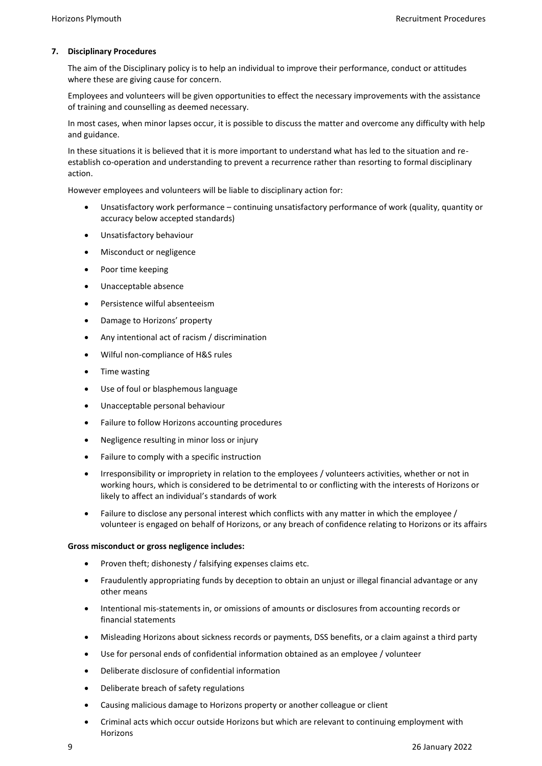## 7. Disciplinary Procedures

The aim of the Disciplinary policy is to help an individual to improve their performance, conduct or attitudes where these are giving cause for concern.

Employees and volunteers will be given opportunities to effect the necessary improvements with the assistance of training and counselling as deemed necessary.

In most cases, when minor lapses occur, it is possible to discuss the matter and overcome any difficulty with help and guidance.

In these situations it is believed that it is more important to understand what has led to the situation and re-establish co-operation and understanding to prevent a recurrence rather than resorting to formal disciplinary action.

However employees and volunteers will be liable to disciplinary action for:

- Unsatisfactory work performance – continuing unsatisfactory performance of work (quality, quantity or accuracy below accepted standards)
- Unsatisfactory behaviour
- Misconduct or negligence
- Poor time keeping
- Unacceptable absence
- Persistence wilful absenteeism
- Damage to Horizons' property
- Any intentional act of racism / discrimination
- Wilful non-compliance of H&S rules
- Time wasting
- Use of foul or blasphemous language
- Unacceptable personal behaviour
- Failure to follow Horizons accounting procedures
- Negligence resulting in minor loss or injury
- Failure to comply with a specific instruction
- Irresponsibility or impropriety in relation to the employees / volunteers activities, whether or not in working hours, which is considered to be detrimental to or conflicting with the interests of Horizons or likely to affect an individual's standards of work
- Failure to disclose any personal interest which conflicts with any matter in which the employee / volunteer is engaged on behalf of Horizons, or any breach of confidence relating to Horizons or its affairs

**Gross misconduct or gross negligence includes:**

- Proven theft; dishonesty / falsifying expenses claims etc.
- Fraudulently appropriating funds by deception to obtain an unjust or illegal financial advantage or any other means
- Intentional mis-statements in, or omissions of amounts or disclosures from accounting records or financial statements
- Misleading Horizons about sickness records or payments, DSS benefits, or a claim against a third party
- Use for personal ends of confidential information obtained as an employee / volunteer
- Deliberate disclosure of confidential information
- Deliberate breach of safety regulations
- Causing malicious damage to Horizons property or another colleague or client
- Criminal acts which occur outside Horizons but which are relevant to continuing employment with Horizons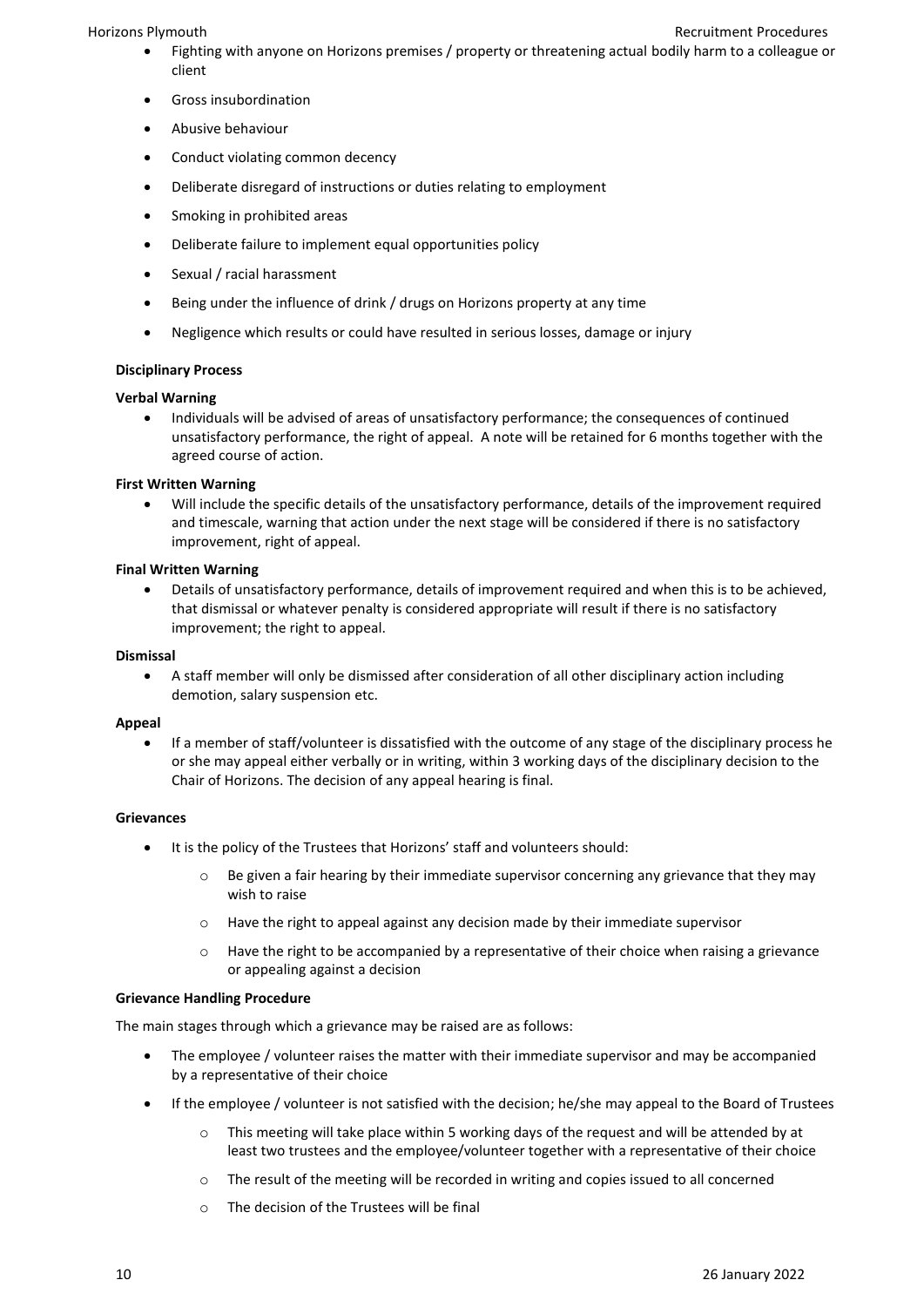- Fighting with anyone on Horizons premises / property or threatening actual bodily harm to a colleague or client
- Gross insubordination
- Abusive behaviour
- Conduct violating common decency
- Deliberate disregard of instructions or duties relating to employment
- Smoking in prohibited areas
- Deliberate failure to implement equal opportunities policy
- Sexual / racial harassment
- Being under the influence of drink / drugs on Horizons property at any time
- Negligence which results or could have resulted in serious losses, damage or injury

**Disciplinary Process**

**Verbal Warning**

- Individuals will be advised of areas of unsatisfactory performance; the consequences of continued unsatisfactory performance, the right of appeal. A note will be retained for 6 months together with the agreed course of action.

**First Written Warning**

- Will include the specific details of the unsatisfactory performance, details of the improvement required and timescale, warning that action under the next stage will be considered if there is no satisfactory improvement, right of appeal.

**Final Written Warning**

- Details of unsatisfactory performance, details of improvement required and when this is to be achieved, that dismissal or whatever penalty is considered appropriate will result if there is no satisfactory improvement; the right to appeal.

**Dismissal**

- A staff member will only be dismissed after consideration of all other disciplinary action including demotion, salary suspension etc.

**Appeal**

- If a member of staff/volunteer is dissatisfied with the outcome of any stage of the disciplinary process he or she may appeal either verbally or in writing, within 3 working days of the disciplinary decision to the Chair of Horizons. The decision of any appeal hearing is final.

**Grievances**

- It is the policy of the Trustees that Horizons' staff and volunteers should:
  - Be given a fair hearing by their immediate supervisor concerning any grievance that they may wish to raise
  - Have the right to appeal against any decision made by their immediate supervisor
  - Have the right to be accompanied by a representative of their choice when raising a grievance or appealing against a decision

**Grievance Handling Procedure**

The main stages through which a grievance may be raised are as follows:

- The employee / volunteer raises the matter with their immediate supervisor and may be accompanied by a representative of their choice
- If the employee / volunteer is not satisfied with the decision; he/she may appeal to the Board of Trustees
  - This meeting will take place within 5 working days of the request and will be attended by at least two trustees and the employee/volunteer together with a representative of their choice
  - The result of the meeting will be recorded in writing and copies issued to all concerned
  - The decision of the Trustees will be final